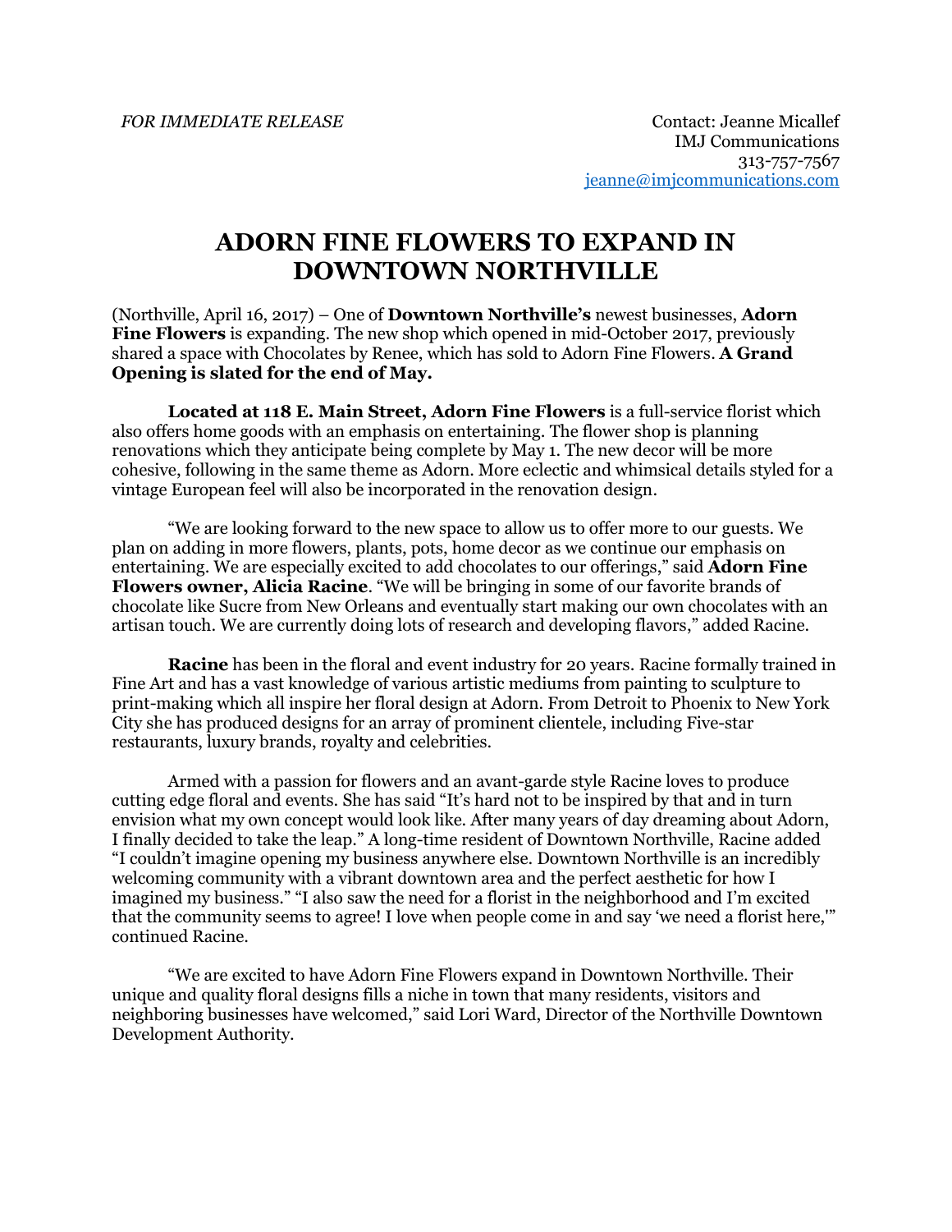*FOR IMMEDIATE RELEASE*

Contact: Jeanne Micallef
IMJ Communications
313-757-7567
jeanne@imjcommunications.com

# ADORN FINE FLOWERS TO EXPAND IN DOWNTOWN NORTHVILLE

(Northville, April 16, 2017) – One of **Downtown Northville's** newest businesses, **Adorn Fine Flowers** is expanding. The new shop which opened in mid-October 2017, previously shared a space with Chocolates by Renee, which has sold to Adorn Fine Flowers. **A Grand Opening is slated for the end of May.**

**Located at 118 E. Main Street, Adorn Fine Flowers** is a full-service florist which also offers home goods with an emphasis on entertaining. The flower shop is planning renovations which they anticipate being complete by May 1. The new decor will be more cohesive, following in the same theme as Adorn. More eclectic and whimsical details styled for a vintage European feel will also be incorporated in the renovation design.

"We are looking forward to the new space to allow us to offer more to our guests. We plan on adding in more flowers, plants, pots, home decor as we continue our emphasis on entertaining. We are especially excited to add chocolates to our offerings," said **Adorn Fine Flowers owner, Alicia Racine**. "We will be bringing in some of our favorite brands of chocolate like Sucre from New Orleans and eventually start making our own chocolates with an artisan touch. We are currently doing lots of research and developing flavors," added Racine.

**Racine** has been in the floral and event industry for 20 years. Racine formally trained in Fine Art and has a vast knowledge of various artistic mediums from painting to sculpture to print-making which all inspire her floral design at Adorn. From Detroit to Phoenix to New York City she has produced designs for an array of prominent clientele, including Five-star restaurants, luxury brands, royalty and celebrities.

Armed with a passion for flowers and an avant-garde style Racine loves to produce cutting edge floral and events. She has said "It's hard not to be inspired by that and in turn envision what my own concept would look like. After many years of day dreaming about Adorn, I finally decided to take the leap." A long-time resident of Downtown Northville, Racine added "I couldn't imagine opening my business anywhere else. Downtown Northville is an incredibly welcoming community with a vibrant downtown area and the perfect aesthetic for how I imagined my business." "I also saw the need for a florist in the neighborhood and I'm excited that the community seems to agree! I love when people come in and say 'we need a florist here,'" continued Racine.

"We are excited to have Adorn Fine Flowers expand in Downtown Northville. Their unique and quality floral designs fills a niche in town that many residents, visitors and neighboring businesses have welcomed," said Lori Ward, Director of the Northville Downtown Development Authority.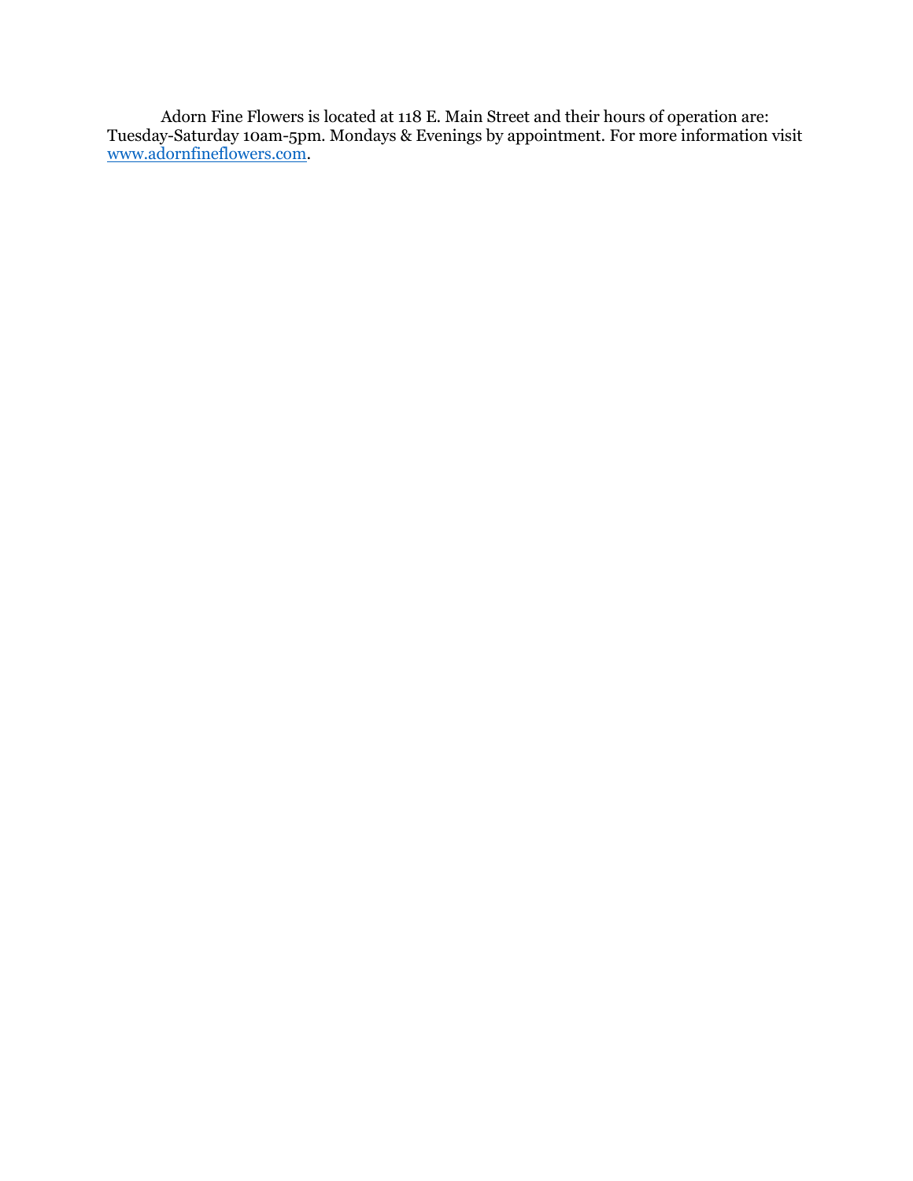Adorn Fine Flowers is located at 118 E. Main Street and their hours of operation are: Tuesday-Saturday 10am-5pm. Mondays & Evenings by appointment. For more information visit [www.adornfineflowers.com](http://www.adornfineflowers.com).